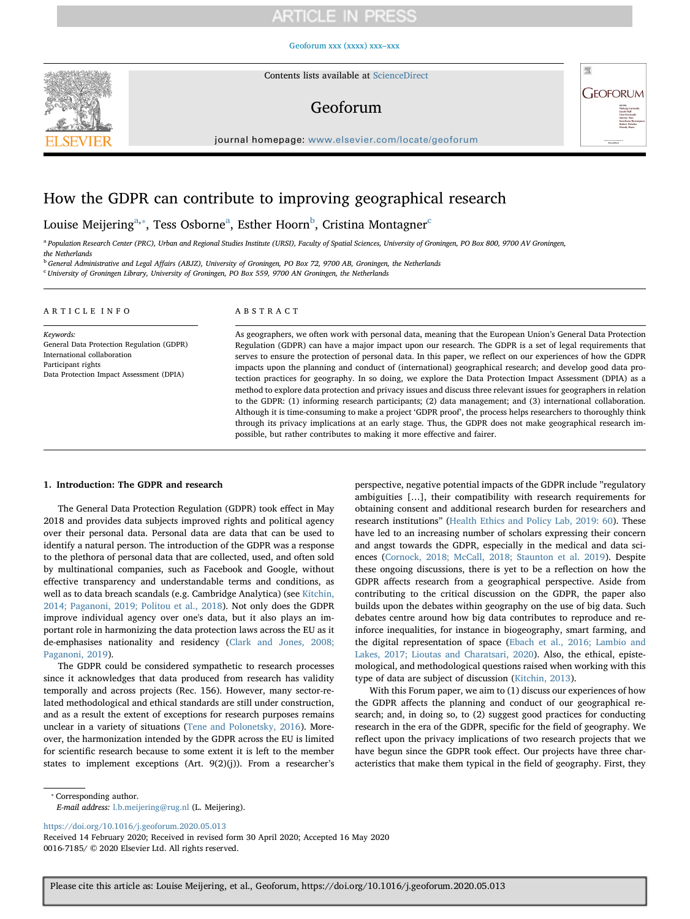# How the GDPR can contribute to improving geographical research

Louise Meijering[a,*], Tess Osborne[a], Esther Hoorn[b], Cristina Montagner[c]

[a] Population Research Center (PRC), Urban and Regional Studies Institute (URSI), Faculty of Spatial Sciences, University of Groningen, PO Box 800, 9700 AV Groningen, the Netherlands

[b] General Administrative and Legal Affairs (ABJZ), University of Groningen, PO Box 72, 9700 AB, Groningen, the Netherlands

[c] University of Groningen Library, University of Groningen, PO Box 559, 9700 AN Groningen, the Netherlands

## ARTICLE INFO

*Keywords:*
General Data Protection Regulation (GDPR)
International collaboration
Participant rights
Data Protection Impact Assessment (DPIA)

## ABSTRACT

As geographers, we often work with personal data, meaning that the European Union's General Data Protection Regulation (GDPR) can have a major impact upon our research. The GDPR is a set of legal requirements that serves to ensure the protection of personal data. In this paper, we reflect on our experiences of how the GDPR impacts upon the planning and conduct of (international) geographical research; and develop good data protection practices for geography. In so doing, we explore the Data Protection Impact Assessment (DPIA) as a method to explore data protection and privacy issues and discuss three relevant issues for geographers in relation to the GDPR: (1) informing research participants; (2) data management; and (3) international collaboration. Although it is time-consuming to make a project 'GDPR proof', the process helps researchers to thoroughly think through its privacy implications at an early stage. Thus, the GDPR does not make geographical research impossible, but rather contributes to making it more effective and fairer.

## 1. Introduction: The GDPR and research

The General Data Protection Regulation (GDPR) took effect in May 2018 and provides data subjects improved rights and political agency over their personal data. Personal data are data that can be used to identify a natural person. The introduction of the GDPR was a response to the plethora of personal data that are collected, used, and often sold by multinational companies, such as Facebook and Google, without effective transparency and understandable terms and conditions, as well as to data breach scandals (e.g. Cambridge Analytica) (see Kitchin, 2014; Paganoni, 2019; Politou et al., 2018). Not only does the GDPR improve individual agency over one's data, but it also plays an important role in harmonizing the data protection laws across the EU as it de-emphasises nationality and residency (Clark and Jones, 2008; Paganoni, 2019).

The GDPR could be considered sympathetic to research processes since it acknowledges that data produced from research has validity temporally and across projects (Rec. 156). However, many sector-related methodological and ethical standards are still under construction, and as a result the extent of exceptions for research purposes remains unclear in a variety of situations (Tene and Polonetsky, 2016). Moreover, the harmonization intended by the GDPR across the EU is limited for scientific research because to some extent it is left to the member states to implement exceptions (Art. 9(2)(j)). From a researcher's perspective, negative potential impacts of the GDPR include "regulatory ambiguities […], their compatibility with research requirements for obtaining consent and additional research burden for researchers and research institutions" (Health Ethics and Policy Lab, 2019: 60). These have led to an increasing number of scholars expressing their concern and angst towards the GDPR, especially in the medical and data sciences (Cornock, 2018; McCall, 2018; Staunton et al. 2019). Despite these ongoing discussions, there is yet to be a reflection on how the GDPR affects research from a geographical perspective. Aside from contributing to the critical discussion on the GDPR, the paper also builds upon the debates within geography on the use of big data. Such debates centre around how big data contributes to reproduce and reinforce inequalities, for instance in biogeography, smart farming, and the digital representation of space (Ebach et al., 2016; Lambio and Lakes, 2017; Lioutas and Charatsari, 2020). Also, the ethical, epistemological, and methodological questions raised when working with this type of data are subject of discussion (Kitchin, 2013).

With this Forum paper, we aim to (1) discuss our experiences of how the GDPR affects the planning and conduct of our geographical research; and, in doing so, to (2) suggest good practices for conducting research in the era of the GDPR, specific for the field of geography. We reflect upon the privacy implications of two research projects that we have begun since the GDPR took effect. Our projects have three characteristics that make them typical in the field of geography. First, they

* Corresponding author.
*E-mail address:* l.b.meijering@rug.nl (L. Meijering).

https://doi.org/10.1016/j.geoforum.2020.05.013
Received 14 February 2020; Received in revised form 30 April 2020; Accepted 16 May 2020
0016-7185/ © 2020 Elsevier Ltd. All rights reserved.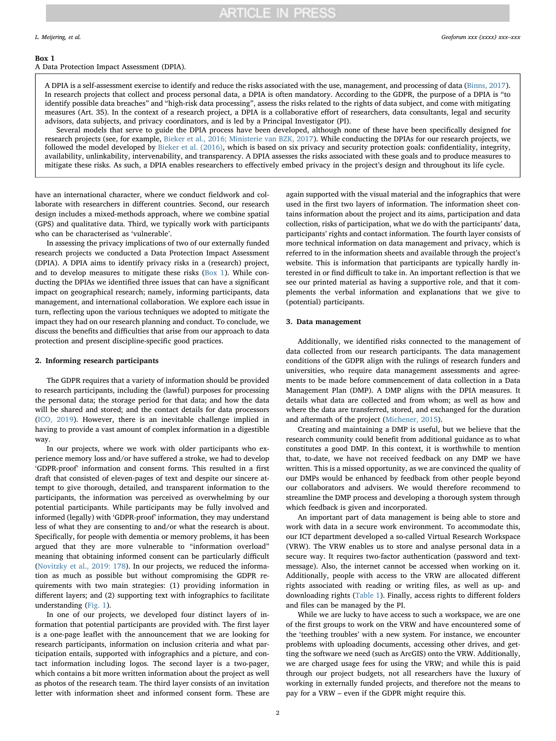**Box 1**

A Data Protection Impact Assessment (DPIA).

> A DPIA is a self-assessment exercise to identify and reduce the risks associated with the use, management, and processing of data (Binns, 2017). In research projects that collect and process personal data, a DPIA is often mandatory. According to the GDPR, the purpose of a DPIA is "to identify possible data breaches" and "high-risk data processing", assess the risks related to the rights of data subject, and come with mitigating measures (Art. 35). In the context of a research project, a DPIA is a collaborative effort of researchers, data consultants, legal and security advisors, data subjects, and privacy coordinators, and is led by a Principal Investigator (PI).
>
> Several models that serve to guide the DPIA process have been developed, although none of these have been specifically designed for research projects (see, for example, Bieker et al., 2016; Ministerie van BZK, 2017). While conducting the DPIAs for our research projects, we followed the model developed by Bieker et al. (2016), which is based on six privacy and security protection goals: confidentiality, integrity, availability, unlinkability, intervenability, and transparency. A DPIA assesses the risks associated with these goals and to produce measures to mitigate these risks. As such, a DPIA enables researchers to effectively embed privacy in the project's design and throughout its life cycle.

have an international character, where we conduct fieldwork and collaborate with researchers in different countries. Second, our research design includes a mixed-methods approach, where we combine spatial (GPS) and qualitative data. Third, we typically work with participants who can be characterised as 'vulnerable'.

In assessing the privacy implications of two of our externally funded research projects we conducted a Data Protection Impact Assessment (DPIA). A DPIA aims to identify privacy risks in a (research) project, and to develop measures to mitigate these risks (Box 1). While conducting the DPIAs we identified three issues that can have a significant impact on geographical research; namely, informing participants, data management, and international collaboration. We explore each issue in turn, reflecting upon the various techniques we adopted to mitigate the impact they had on our research planning and conduct. To conclude, we discuss the benefits and difficulties that arise from our approach to data protection and present discipline-specific good practices.

## 2. Informing research participants

The GDPR requires that a variety of information should be provided to research participants, including the (lawful) purposes for processing the personal data; the storage period for that data; and how the data will be shared and stored; and the contact details for data processors (ICO, 2019). However, there is an inevitable challenge implied in having to provide a vast amount of complex information in a digestible way.

In our projects, where we work with older participants who experience memory loss and/or have suffered a stroke, we had to develop 'GDPR-proof' information and consent forms. This resulted in a first draft that consisted of eleven-pages of text and despite our sincere attempt to give thorough, detailed, and transparent information to the participants, the information was perceived as overwhelming by our potential participants. While participants may be fully involved and informed (legally) with 'GDPR-proof' information, they may understand less of what they are consenting to and/or what the research is about. Specifically, for people with dementia or memory problems, it has been argued that they are more vulnerable to "information overload" meaning that obtaining informed consent can be particularly difficult (Novitzky et al., 2019: 178). In our projects, we reduced the information as much as possible but without compromising the GDPR requirements with two main strategies: (1) providing information in different layers; and (2) supporting text with infographics to facilitate understanding (Fig. 1).

In one of our projects, we developed four distinct layers of information that potential participants are provided with. The first layer is a one-page leaflet with the announcement that we are looking for research participants, information on inclusion criteria and what participation entails, supported with infographics and a picture, and contact information including logos. The second layer is a two-pager, which contains a bit more written information about the project as well as photos of the research team. The third layer consists of an invitation letter with information sheet and informed consent form. These are again supported with the visual material and the infographics that were used in the first two layers of information. The information sheet contains information about the project and its aims, participation and data collection, risks of participation, what we do with the participants' data, participants' rights and contact information. The fourth layer consists of more technical information on data management and privacy, which is referred to in the information sheets and available through the project's website. This is information that participants are typically hardly interested in or find difficult to take in. An important reflection is that we see our printed material as having a supportive role, and that it complements the verbal information and explanations that we give to (potential) participants.

## 3. Data management

Additionally, we identified risks connected to the management of data collected from our research participants. The data management conditions of the GDPR align with the rulings of research funders and universities, who require data management assessments and agreements to be made before commencement of data collection in a Data Management Plan (DMP). A DMP aligns with the DPIA measures. It details what data are collected and from whom; as well as how and where the data are transferred, stored, and exchanged for the duration and aftermath of the project (Michener, 2015).

Creating and maintaining a DMP is useful, but we believe that the research community could benefit from additional guidance as to what constitutes a good DMP. In this context, it is worthwhile to mention that, to-date, we have not received feedback on any DMP we have written. This is a missed opportunity, as we are convinced the quality of our DMPs would be enhanced by feedback from other people beyond our collaborators and advisers. We would therefore recommend to streamline the DMP process and developing a thorough system through which feedback is given and incorporated.

An important part of data management is being able to store and work with data in a secure work environment. To accommodate this, our ICT department developed a so-called Virtual Research Workspace (VRW). The VRW enables us to store and analyse personal data in a secure way. It requires two-factor authentication (password and text-message). Also, the internet cannot be accessed when working on it. Additionally, people with access to the VRW are allocated different rights associated with reading or writing files, as well as up- and downloading rights (Table 1). Finally, access rights to different folders and files can be managed by the PI.

While we are lucky to have access to such a workspace, we are one of the first groups to work on the VRW and have encountered some of the 'teething troubles' with a new system. For instance, we encounter problems with uploading documents, accessing other drives, and getting the software we need (such as ArcGIS) onto the VRW. Additionally, we are charged usage fees for using the VRW; and while this is paid through our project budgets, not all researchers have the luxury of working in externally funded projects, and therefore not the means to pay for a VRW – even if the GDPR might require this.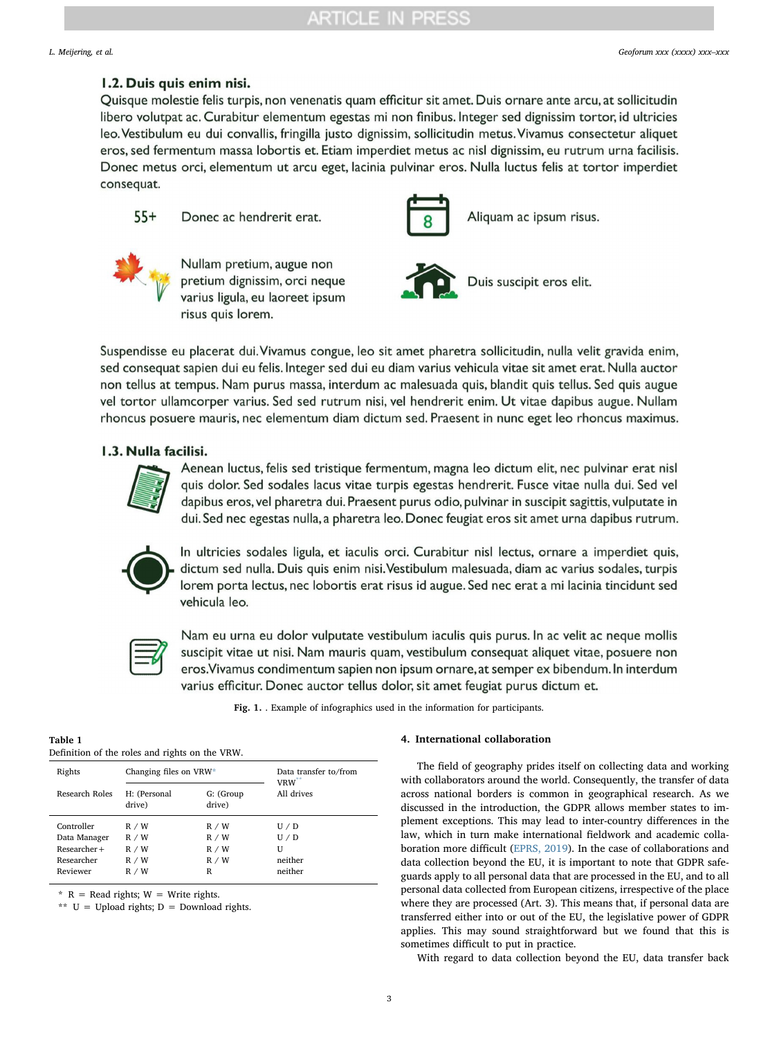## 1.2. Duis quis enim nisi.

Quisque molestie felis turpis, non venenatis quam efficitur sit amet. Duis ornare ante arcu, at sollicitudin libero volutpat ac. Curabitur elementum egestas mi non finibus. Integer sed dignissim tortor, id ultricies leo. Vestibulum eu dui convallis, fringilla justo dignissim, sollicitudin metus. Vivamus consectetur aliquet eros, sed fermentum massa lobortis et. Etiam imperdiet metus ac nisl dignissim, eu rutrum urna facilisis. Donec metus orci, elementum ut arcu eget, lacinia pulvinar eros. Nulla luctus felis at tortor imperdiet consequat.

55+ Donec ac hendrerit erat.

8 Aliquam ac ipsum risus.

Nullam pretium, augue non pretium dignissim, orci neque varius ligula, eu laoreet ipsum risus quis lorem.

Duis suscipit eros elit.

Suspendisse eu placerat dui. Vivamus congue, leo sit amet pharetra sollicitudin, nulla velit gravida enim, sed consequat sapien dui eu felis. Integer sed dui eu diam varius vehicula vitae sit amet erat. Nulla auctor non tellus at tempus. Nam purus massa, interdum ac malesuada quis, blandit quis tellus. Sed quis augue vel tortor ullamcorper varius. Sed sed rutrum nisi, vel hendrerit enim. Ut vitae dapibus augue. Nullam rhoncus posuere mauris, nec elementum diam dictum sed. Praesent in nunc eget leo rhoncus maximus.

## 1.3. Nulla facilisi.

Aenean luctus, felis sed tristique fermentum, magna leo dictum elit, nec pulvinar erat nisl quis dolor. Sed sodales lacus vitae turpis egestas hendrerit. Fusce vitae nulla dui. Sed vel dapibus eros, vel pharetra dui. Praesent purus odio, pulvinar in suscipit sagittis, vulputate in dui. Sed nec egestas nulla, a pharetra leo. Donec feugiat eros sit amet urna dapibus rutrum.

In ultricies sodales ligula, et iaculis orci. Curabitur nisl lectus, ornare a imperdiet quis, dictum sed nulla. Duis quis enim nisi. Vestibulum malesuada, diam ac varius sodales, turpis lorem porta lectus, nec lobortis erat risus id augue. Sed nec erat a mi lacinia tincidunt sed vehicula leo.

Nam eu urna eu dolor vulputate vestibulum iaculis quis purus. In ac velit ac neque mollis suscipit vitae ut nisi. Nam mauris quam, vestibulum consequat aliquet vitae, posuere non eros. Vivamus condimentum sapien non ipsum ornare, at semper ex bibendum. In interdum varius efficitur. Donec auctor tellus dolor, sit amet feugiat purus dictum et.

**Fig. 1.** . Example of infographics used in the information for participants.

**Table 1**
Definition of the roles and rights on the VRW.

| Rights | Changing files on VRW* | | Data transfer to/from VRW** |
|---|---|---|---|
| Research Roles | H: (Personal drive) | G: (Group drive) | All drives |
| Controller | R / W | R / W | U / D |
| Data Manager | R / W | R / W | U / D |
| Researcher+ | R / W | R / W | U |
| Researcher | R / W | R / W | neither |
| Reviewer | R / W | R | neither |

\* R = Read rights; W = Write rights.
\** U = Upload rights; D = Download rights.

## 4. International collaboration

The field of geography prides itself on collecting data and working with collaborators around the world. Consequently, the transfer of data across national borders is common in geographical research. As we discussed in the introduction, the GDPR allows member states to implement exceptions. This may lead to inter-country differences in the law, which in turn make international fieldwork and academic collaboration more difficult (EPRS, 2019). In the case of collaborations and data collection beyond the EU, it is important to note that GDPR safeguards apply to all personal data that are processed in the EU, and to all personal data collected from European citizens, irrespective of the place where they are processed (Art. 3). This means that, if personal data are transferred either into or out of the EU, the legislative power of GDPR applies. This may sound straightforward but we found that this is sometimes difficult to put in practice.

With regard to data collection beyond the EU, data transfer back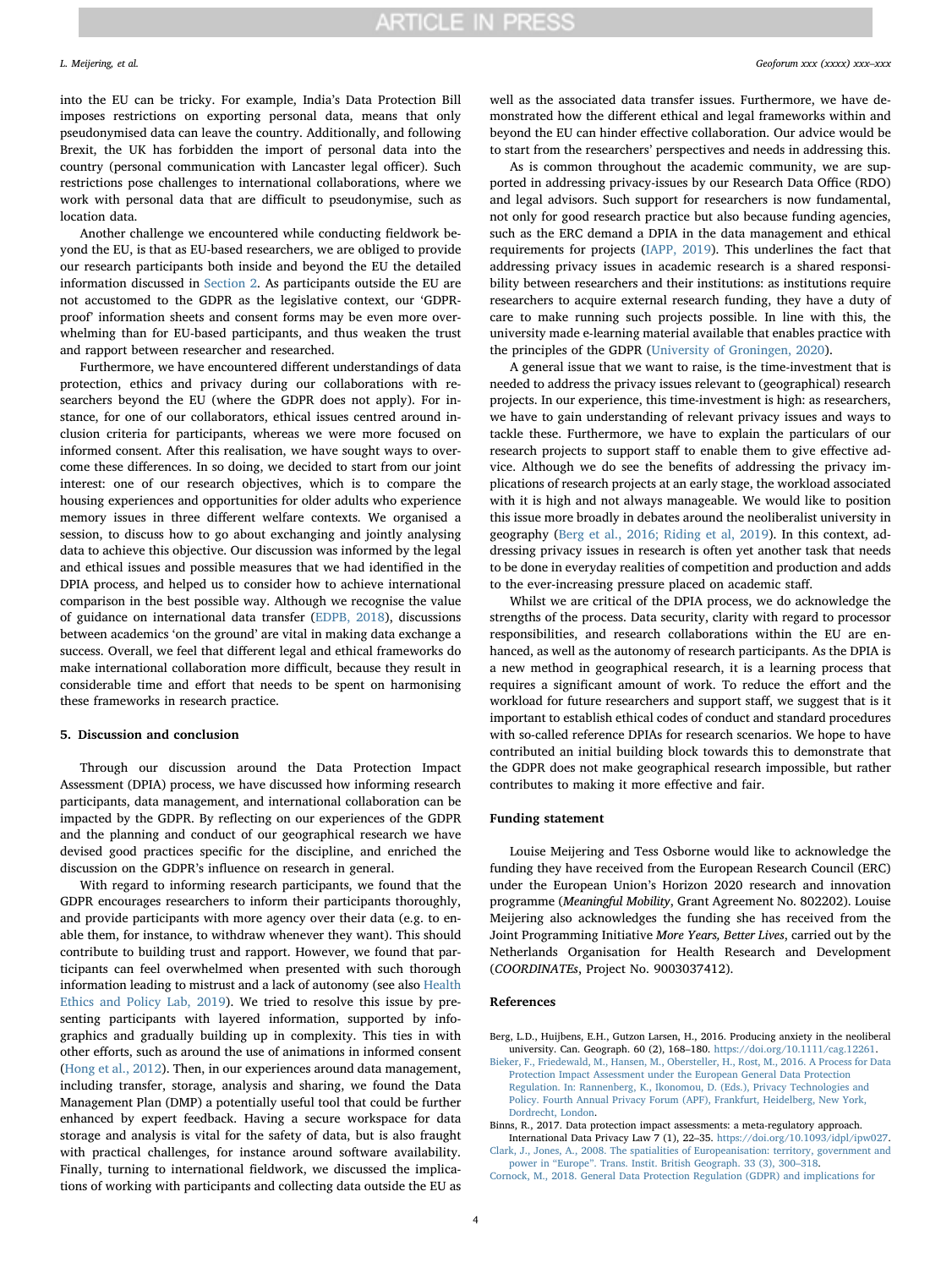into the EU can be tricky. For example, India's Data Protection Bill imposes restrictions on exporting personal data, means that only pseudonymised data can leave the country. Additionally, and following Brexit, the UK has forbidden the import of personal data into the country (personal communication with Lancaster legal officer). Such restrictions pose challenges to international collaborations, where we work with personal data that are difficult to pseudonymise, such as location data.

Another challenge we encountered while conducting fieldwork beyond the EU, is that as EU-based researchers, we are obliged to provide our research participants both inside and beyond the EU with the detailed information discussed in Section 2. As participants outside the EU are not accustomed to the GDPR as the legislative context, our 'GDPR-proof' information sheets and consent forms may be even more overwhelming than for EU-based participants, and thus weaken the trust and rapport between researcher and researched.

Furthermore, we have encountered different understandings of data protection, ethics and privacy during our collaborations with researchers beyond the EU (where the GDPR does not apply). For instance, for one of our collaborators, ethical issues centred around inclusion criteria for participants, whereas we were more focused on informed consent. After this realisation, we have sought ways to overcome these differences. In so doing, we decided to start from our joint interest: one of our research objectives, which is to compare the housing experiences and opportunities for older adults who experience memory issues in three different welfare contexts. We organised a session, to discuss how to go about exchanging and jointly analysing data to achieve this objective. Our discussion was informed by the legal and ethical issues and possible measures that we had identified in the DPIA process, and helped us to consider how to achieve international comparison in the best possible way. Although we recognise the value of guidance on international data transfer (EDPB, 2018), discussions between academics 'on the ground' are vital in making data exchange a success. Overall, we feel that different legal and ethical frameworks do make international collaboration more difficult, because they result in considerable time and effort that needs to be spent on harmonising these frameworks in research practice.

## 5. Discussion and conclusion

Through our discussion around the Data Protection Impact Assessment (DPIA) process, we have discussed how informing research participants, data management, and international collaboration can be impacted by the GDPR. By reflecting on our experiences of the GDPR and the planning and conduct of our geographical research we have devised good practices specific for the discipline, and enriched the discussion on the GDPR's influence on research in general.

With regard to informing research participants, we found that the GDPR encourages researchers to inform their participants thoroughly, and provide participants with more agency over their data (e.g. to enable them, for instance, to withdraw whenever they want). This should contribute to building trust and rapport. However, we found that participants can feel overwhelmed when presented with such thorough information leading to mistrust and a lack of autonomy (see also Health Ethics and Policy Lab, 2019). We tried to resolve this issue by presenting participants with layered information, supported by infographics and gradually building up in complexity. This ties in with other efforts, such as around the use of animations in informed consent (Hong et al., 2012). Then, in our experiences around data management, including transfer, storage, analysis and sharing, we found the Data Management Plan (DMP) a potentially useful tool that could be further enhanced by expert feedback. Having a secure workspace for data storage and analysis is vital for the safety of data, but is also fraught with practical challenges, for instance around software availability. Finally, turning to international fieldwork, we discussed the implications of working with participants and collecting data outside the EU as well as the associated data transfer issues. Furthermore, we have demonstrated how the different ethical and legal frameworks within and beyond the EU can hinder effective collaboration. Our advice would be to start from the researchers' perspectives and needs in addressing this.

As is common throughout the academic community, we are supported in addressing privacy-issues by our Research Data Office (RDO) and legal advisors. Such support for researchers is now fundamental, not only for good research practice but also because funding agencies, such as the ERC demand a DPIA in the data management and ethical requirements for projects (IAPP, 2019). This underlines the fact that addressing privacy issues in academic research is a shared responsibility between researchers and their institutions: as institutions require researchers to acquire external research funding, they have a duty of care to make running such projects possible. In line with this, the university made e-learning material available that enables practice with the principles of the GDPR (University of Groningen, 2020).

A general issue that we want to raise, is the time-investment that is needed to address the privacy issues relevant to (geographical) research projects. In our experience, this time-investment is high: as researchers, we have to gain understanding of relevant privacy issues and ways to tackle these. Furthermore, we have to explain the particulars of our research projects to support staff to enable them to give effective advice. Although we do see the benefits of addressing the privacy implications of research projects at an early stage, the workload associated with it is high and not always manageable. We would like to position this issue more broadly in debates around the neoliberalist university in geography (Berg et al., 2016; Riding et al, 2019). In this context, addressing privacy issues in research is often yet another task that needs to be done in everyday realities of competition and production and adds to the ever-increasing pressure placed on academic staff.

Whilst we are critical of the DPIA process, we do acknowledge the strengths of the process. Data security, clarity with regard to processor responsibilities, and research collaborations within the EU are enhanced, as well as the autonomy of research participants. As the DPIA is a new method in geographical research, it is a learning process that requires a significant amount of work. To reduce the effort and the workload for future researchers and support staff, we suggest that is it important to establish ethical codes of conduct and standard procedures with so-called reference DPIAs for research scenarios. We hope to have contributed an initial building block towards this to demonstrate that the GDPR does not make geographical research impossible, but rather contributes to making it more effective and fair.

## Funding statement

Louise Meijering and Tess Osborne would like to acknowledge the funding they have received from the European Research Council (ERC) under the European Union's Horizon 2020 research and innovation programme (*Meaningful Mobility*, Grant Agreement No. 802202). Louise Meijering also acknowledges the funding she has received from the Joint Programming Initiative *More Years, Better Lives*, carried out by the Netherlands Organisation for Health Research and Development (*COORDINATEs*, Project No. 9003037412).

## References

Berg, L.D., Huijbens, E.H., Gutzon Larsen, H., 2016. Producing anxiety in the neoliberal university. Can. Geograph. 60 (2), 168–180. https://doi.org/10.1111/cag.12261.

Bieker, F., Friedewald, M., Hansen, M., Obersteller, H., Rost, M., 2016. A Process for Data Protection Impact Assessment under the European General Data Protection Regulation. In: Rannenberg, K., Ikonomou, D. (Eds.), Privacy Technologies and Policy. Fourth Annual Privacy Forum (APF), Frankfurt, Heidelberg, New York, Dordrecht, London.

Binns, R., 2017. Data protection impact assessments: a meta-regulatory approach. International Data Privacy Law 7 (1), 22–35. https://doi.org/10.1093/idpl/ipw027.

Clark, J., Jones, A., 2008. The spatialities of Europeanisation: territory, government and power in "Europe". Trans. Instit. British Geograph. 33 (3), 300–318.

Cornock, M., 2018. General Data Protection Regulation (GDPR) and implications for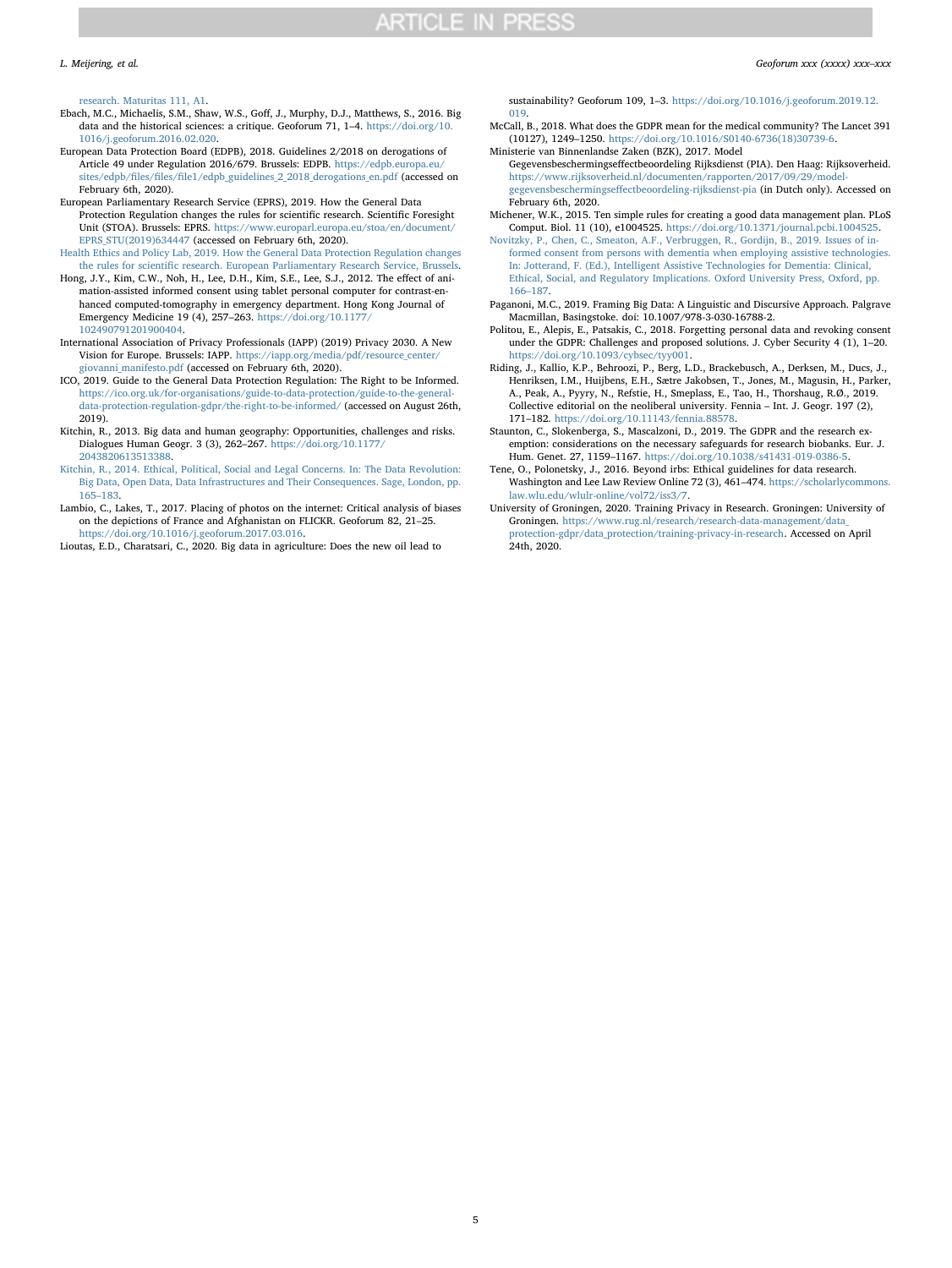research. Maturitas 111, A1.

Ebach, M.C., Michaelis, S.M., Shaw, W.S., Goff, J., Murphy, D.J., Matthews, S., 2016. Big data and the historical sciences: a critique. Geoforum 71, 1–4. https://doi.org/10.1016/j.geoforum.2016.02.020.

European Data Protection Board (EDPB), 2018. Guidelines 2/2018 on derogations of Article 49 under Regulation 2016/679. Brussels: EDPB. https://edpb.europa.eu/sites/edpb/files/files/file1/edpb_guidelines_2_2018_derogations_en.pdf (accessed on February 6th, 2020).

European Parliamentary Research Service (EPRS), 2019. How the General Data Protection Regulation changes the rules for scientific research. Scientific Foresight Unit (STOA). Brussels: EPRS. https://www.europarl.europa.eu/stoa/en/document/EPRS_STU(2019)634447 (accessed on February 6th, 2020).

Health Ethics and Policy Lab, 2019. How the General Data Protection Regulation changes the rules for scientific research. European Parliamentary Research Service, Brussels.

Hong, J.Y., Kim, C.W., Noh, H., Lee, D.H., Kim, S.E., Lee, S.J., 2012. The effect of animation-assisted informed consent using tablet personal computer for contrast-enhanced computed-tomography in emergency department. Hong Kong Journal of Emergency Medicine 19 (4), 257–263. https://doi.org/10.1177/102490791201900404.

International Association of Privacy Professionals (IAPP) (2019) Privacy 2030. A New Vision for Europe. Brussels: IAPP. https://iapp.org/media/pdf/resource_center/giovanni_manifesto.pdf (accessed on February 6th, 2020).

ICO, 2019. Guide to the General Data Protection Regulation: The Right to be Informed. https://ico.org.uk/for-organisations/guide-to-data-protection/guide-to-the-general-data-protection-regulation-gdpr/the-right-to-be-informed/ (accessed on August 26th, 2019).

Kitchin, R., 2013. Big data and human geography: Opportunities, challenges and risks. Dialogues Human Geogr. 3 (3), 262–267. https://doi.org/10.1177/2043820613513388.

Kitchin, R., 2014. Ethical, Political, Social and Legal Concerns. In: The Data Revolution: Big Data, Open Data, Data Infrastructures and Their Consequences. Sage, London, pp. 165–183.

Lambio, C., Lakes, T., 2017. Placing of photos on the internet: Critical analysis of biases on the depictions of France and Afghanistan on FLICKR. Geoforum 82, 21–25. https://doi.org/10.1016/j.geoforum.2017.03.016.

Lioutas, E.D., Charatsari, C., 2020. Big data in agriculture: Does the new oil lead to sustainability? Geoforum 109, 1–3. https://doi.org/10.1016/j.geoforum.2019.12.019.

McCall, B., 2018. What does the GDPR mean for the medical community? The Lancet 391 (10127), 1249–1250. https://doi.org/10.1016/S0140-6736(18)30739-6.

Ministerie van Binnenlandse Zaken (BZK), 2017. Model Gegevensbeschermingseffectbeoordeling Rijksdienst (PIA). Den Haag: Rijksoverheid. https://www.rijksoverheid.nl/documenten/rapporten/2017/09/29/model-gegevensbeschermingseffectbeoordeling-rijksdienst-pia (in Dutch only). Accessed on February 6th, 2020.

Michener, W.K., 2015. Ten simple rules for creating a good data management plan. PLoS Comput. Biol. 11 (10), e1004525. https://doi.org/10.1371/journal.pcbi.1004525.

Novitzky, P., Chen, C., Smeaton, A.F., Verbruggen, R., Gordijn, B., 2019. Issues of informed consent from persons with dementia when employing assistive technologies. In: Jotterand, F. (Ed.), Intelligent Assistive Technologies for Dementia: Clinical, Ethical, Social, and Regulatory Implications. Oxford University Press, Oxford, pp. 166–187.

Paganoni, M.C., 2019. Framing Big Data: A Linguistic and Discursive Approach. Palgrave Macmillan, Basingstoke. doi: 10.1007/978-3-030-16788-2.

Politou, E., Alepis, E., Patsakis, C., 2018. Forgetting personal data and revoking consent under the GDPR: Challenges and proposed solutions. J. Cyber Security 4 (1), 1–20. https://doi.org/10.1093/cybsec/tyy001.

Riding, J., Kallio, K.P., Behroozi, P., Berg, L.D., Brackebusch, A., Derksen, M., Ducs, J., Henriksen, I.M., Huijbens, E.H., Sætre Jakobsen, T., Jones, M., Magusin, H., Parker, A., Peak, A., Pyyry, N., Refstie, H., Smeplass, E., Tao, H., Thorshaug, R.Ø., 2019. Collective editorial on the neoliberal university. Fennia – Int. J. Geogr. 197 (2), 171–182. https://doi.org/10.11143/fennia.88578.

Staunton, C., Slokenberga, S., Mascalzoni, D., 2019. The GDPR and the research exemption: considerations on the necessary safeguards for research biobanks. Eur. J. Hum. Genet. 27, 1159–1167. https://doi.org/10.1038/s41431-019-0386-5.

Tene, O., Polonetsky, J., 2016. Beyond irbs: Ethical guidelines for data research. Washington and Lee Law Review Online 72 (3), 461–474. https://scholarlycommons.law.wlu.edu/wlulr-online/vol72/iss3/7.

University of Groningen, 2020. Training Privacy in Research. Groningen: University of Groningen. https://www.rug.nl/research/research-data-management/data_protection-gdpr/data_protection/training-privacy-in-research. Accessed on April 24th, 2020.